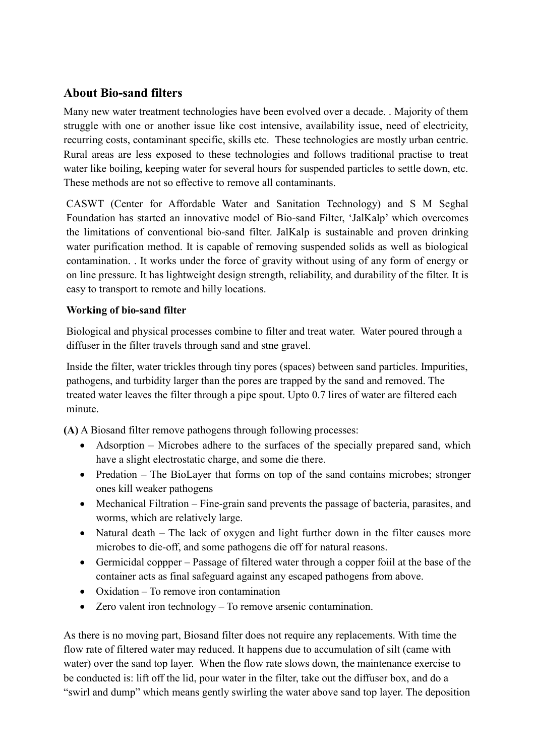## About Bio-sand filters

Many new water treatment technologies have been evolved over a decade. . Majority of them struggle with one or another issue like cost intensive, availability issue, need of electricity, recurring costs, contaminant specific, skills etc. These technologies are mostly urban centric. Rural areas are less exposed to these technologies and follows traditional practise to treat water like boiling, keeping water for several hours for suspended particles to settle down, etc. These methods are not so effective to remove all contaminants.

CASWT (Center for Affordable Water and Sanitation Technology) and S M Seghal Foundation has started an innovative model of Bio-sand Filter, 'JalKalp' which overcomes the limitations of conventional bio-sand filter. JalKalp is sustainable and proven drinking water purification method. It is capable of removing suspended solids as well as biological contamination. . It works under the force of gravity without using of any form of energy or on line pressure. It has lightweight design strength, reliability, and durability of the filter. It is easy to transport to remote and hilly locations.

**Working of bio-sand filter**

Biological and physical processes combine to filter and treat water. Water poured through a diffuser in the filter travels through sand and stne gravel.

Inside the filter, water trickles through tiny pores (spaces) between sand particles. Impurities, pathogens, and turbidity larger than the pores are trapped by the sand and removed. The treated water leaves the filter through a pipe spout. Upto 0.7 lires of water are filtered each minute.

**(A)** A Biosand filter remove pathogens through following processes:

- Adsorption – Microbes adhere to the surfaces of the specially prepared sand, which have a slight electrostatic charge, and some die there.
- Predation – The BioLayer that forms on top of the sand contains microbes; stronger ones kill weaker pathogens
- Mechanical Filtration – Fine-grain sand prevents the passage of bacteria, parasites, and worms, which are relatively large.
- Natural death – The lack of oxygen and light further down in the filter causes more microbes to die-off, and some pathogens die off for natural reasons.
- Germicidal coppper – Passage of filtered water through a copper foiil at the base of the container acts as final safeguard against any escaped pathogens from above.
- Oxidation – To remove iron contamination
- Zero valent iron technology – To remove arsenic contamination.

As there is no moving part, Biosand filter does not require any replacements. With time the flow rate of filtered water may reduced. It happens due to accumulation of silt (came with water) over the sand top layer. When the flow rate slows down, the maintenance exercise to be conducted is: lift off the lid, pour water in the filter, take out the diffuser box, and do a "swirl and dump" which means gently swirling the water above sand top layer. The deposition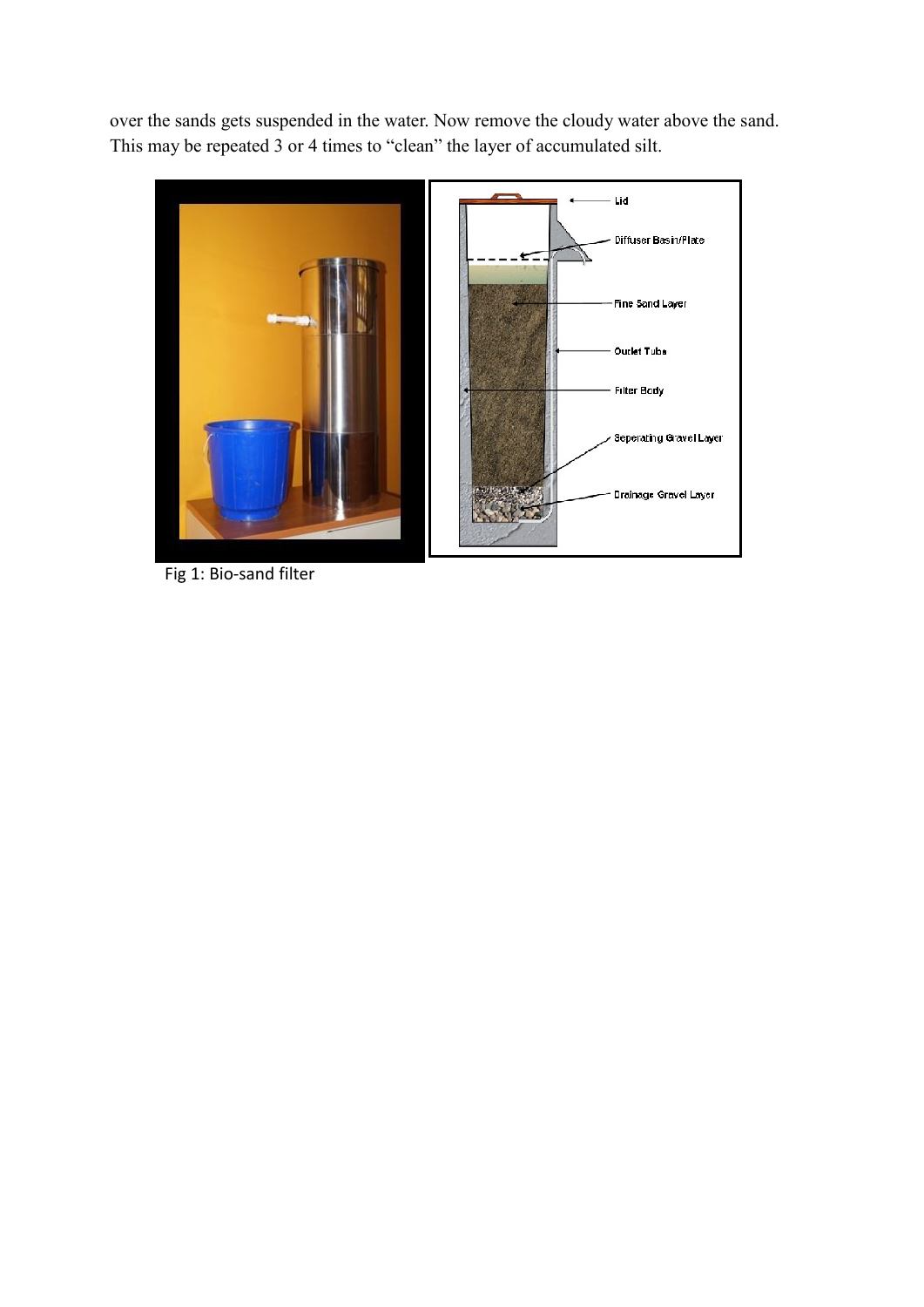over the sands gets suspended in the water. Now remove the cloudy water above the sand. This may be repeated 3 or 4 times to "clean" the layer of accumulated silt.

Lid

Diffuser Basin/Plate

Fine Sand Layer

Outlet Tube

Filter Body

Seperating Gravel Layer

Drainage Gravel Layer

Fig 1: Bio-sand filter